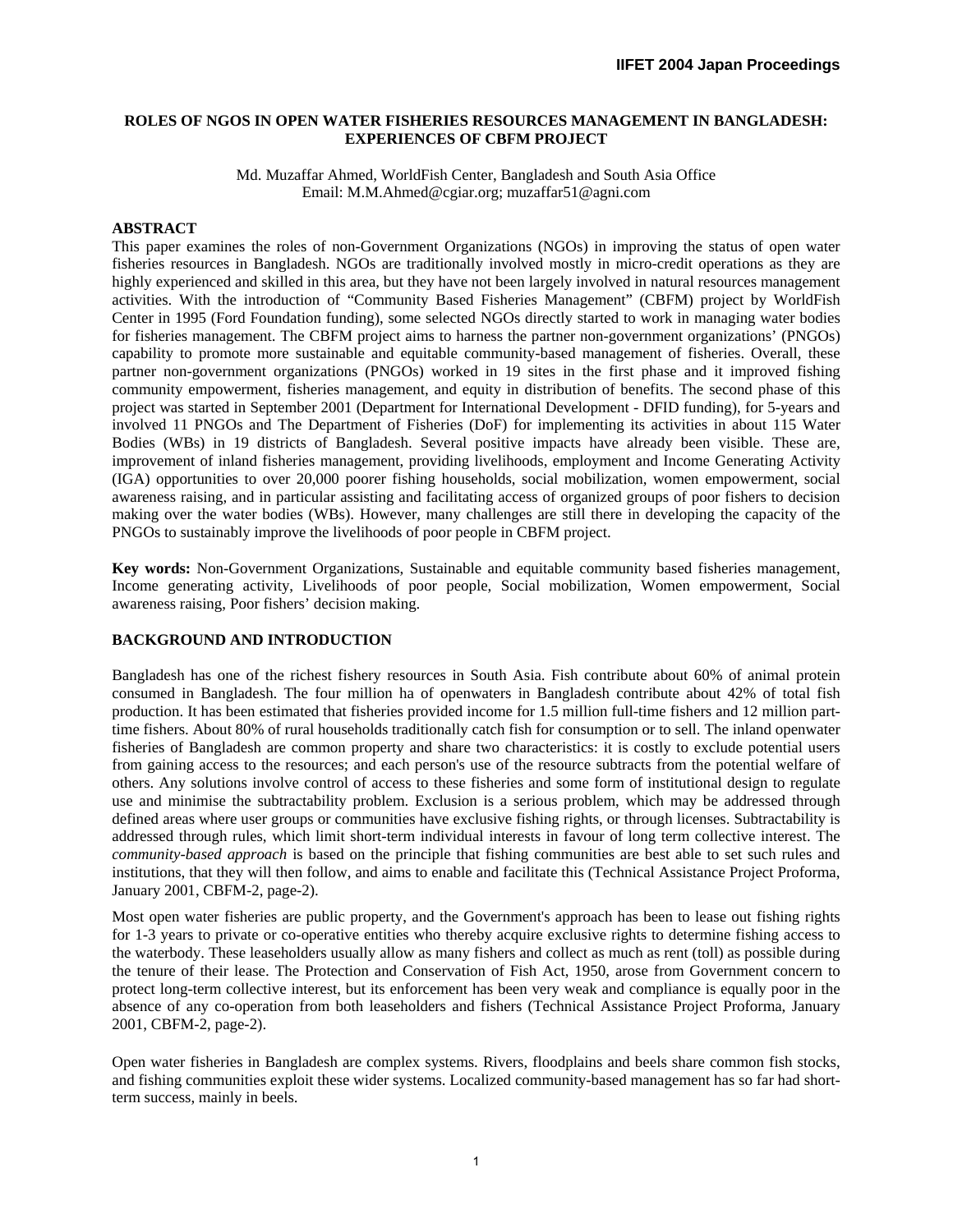# ROLES OF NGOS IN OPEN WATER FISHERIES RESOURCES MANAGEMENT IN BANGLADESH: EXPERIENCES OF CBFM PROJECT

Md. Muzaffar Ahmed, WorldFish Center, Bangladesh and South Asia Office
Email: M.M.Ahmed@cgiar.org; muzaffar51@agni.com

## ABSTRACT

This paper examines the roles of non-Government Organizations (NGOs) in improving the status of open water fisheries resources in Bangladesh. NGOs are traditionally involved mostly in micro-credit operations as they are highly experienced and skilled in this area, but they have not been largely involved in natural resources management activities. With the introduction of "Community Based Fisheries Management" (CBFM) project by WorldFish Center in 1995 (Ford Foundation funding), some selected NGOs directly started to work in managing water bodies for fisheries management. The CBFM project aims to harness the partner non-government organizations' (PNGOs) capability to promote more sustainable and equitable community-based management of fisheries. Overall, these partner non-government organizations (PNGOs) worked in 19 sites in the first phase and it improved fishing community empowerment, fisheries management, and equity in distribution of benefits. The second phase of this project was started in September 2001 (Department for International Development - DFID funding), for 5-years and involved 11 PNGOs and The Department of Fisheries (DoF) for implementing its activities in about 115 Water Bodies (WBs) in 19 districts of Bangladesh. Several positive impacts have already been visible. These are, improvement of inland fisheries management, providing livelihoods, employment and Income Generating Activity (IGA) opportunities to over 20,000 poorer fishing households, social mobilization, women empowerment, social awareness raising, and in particular assisting and facilitating access of organized groups of poor fishers to decision making over the water bodies (WBs). However, many challenges are still there in developing the capacity of the PNGOs to sustainably improve the livelihoods of poor people in CBFM project.

**Key words:** Non-Government Organizations, Sustainable and equitable community based fisheries management, Income generating activity, Livelihoods of poor people, Social mobilization, Women empowerment, Social awareness raising, Poor fishers' decision making.

## BACKGROUND AND INTRODUCTION

Bangladesh has one of the richest fishery resources in South Asia. Fish contribute about 60% of animal protein consumed in Bangladesh. The four million ha of openwaters in Bangladesh contribute about 42% of total fish production. It has been estimated that fisheries provided income for 1.5 million full-time fishers and 12 million part-time fishers. About 80% of rural households traditionally catch fish for consumption or to sell. The inland openwater fisheries of Bangladesh are common property and share two characteristics: it is costly to exclude potential users from gaining access to the resources; and each person's use of the resource subtracts from the potential welfare of others. Any solutions involve control of access to these fisheries and some form of institutional design to regulate use and minimise the subtractability problem. Exclusion is a serious problem, which may be addressed through defined areas where user groups or communities have exclusive fishing rights, or through licenses. Subtractability is addressed through rules, which limit short-term individual interests in favour of long term collective interest. The *community-based approach* is based on the principle that fishing communities are best able to set such rules and institutions, that they will then follow, and aims to enable and facilitate this (Technical Assistance Project Proforma, January 2001, CBFM-2, page-2).

Most open water fisheries are public property, and the Government's approach has been to lease out fishing rights for 1-3 years to private or co-operative entities who thereby acquire exclusive rights to determine fishing access to the waterbody. These leaseholders usually allow as many fishers and collect as much as rent (toll) as possible during the tenure of their lease. The Protection and Conservation of Fish Act, 1950, arose from Government concern to protect long-term collective interest, but its enforcement has been very weak and compliance is equally poor in the absence of any co-operation from both leaseholders and fishers (Technical Assistance Project Proforma, January 2001, CBFM-2, page-2).

Open water fisheries in Bangladesh are complex systems. Rivers, floodplains and beels share common fish stocks, and fishing communities exploit these wider systems. Localized community-based management has so far had short-term success, mainly in beels.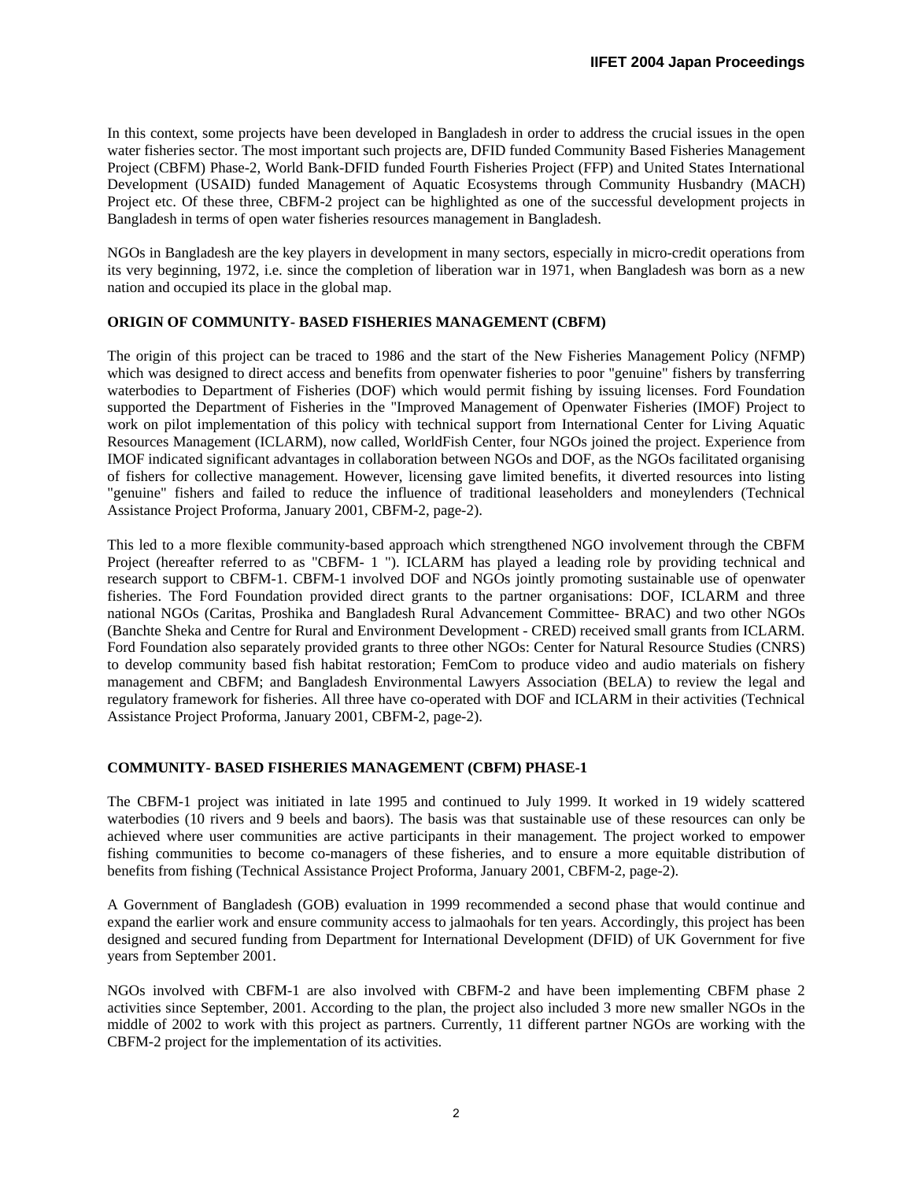In this context, some projects have been developed in Bangladesh in order to address the crucial issues in the open water fisheries sector. The most important such projects are, DFID funded Community Based Fisheries Management Project (CBFM) Phase-2, World Bank-DFID funded Fourth Fisheries Project (FFP) and United States International Development (USAID) funded Management of Aquatic Ecosystems through Community Husbandry (MACH) Project etc. Of these three, CBFM-2 project can be highlighted as one of the successful development projects in Bangladesh in terms of open water fisheries resources management in Bangladesh.

NGOs in Bangladesh are the key players in development in many sectors, especially in micro-credit operations from its very beginning, 1972, i.e. since the completion of liberation war in 1971, when Bangladesh was born as a new nation and occupied its place in the global map.

## ORIGIN OF COMMUNITY- BASED FISHERIES MANAGEMENT (CBFM)

The origin of this project can be traced to 1986 and the start of the New Fisheries Management Policy (NFMP) which was designed to direct access and benefits from openwater fisheries to poor "genuine" fishers by transferring waterbodies to Department of Fisheries (DOF) which would permit fishing by issuing licenses. Ford Foundation supported the Department of Fisheries in the "Improved Management of Openwater Fisheries (IMOF) Project to work on pilot implementation of this policy with technical support from International Center for Living Aquatic Resources Management (ICLARM), now called, WorldFish Center, four NGOs joined the project. Experience from IMOF indicated significant advantages in collaboration between NGOs and DOF, as the NGOs facilitated organising of fishers for collective management. However, licensing gave limited benefits, it diverted resources into listing "genuine" fishers and failed to reduce the influence of traditional leaseholders and moneylenders (Technical Assistance Project Proforma, January 2001, CBFM-2, page-2).

This led to a more flexible community-based approach which strengthened NGO involvement through the CBFM Project (hereafter referred to as "CBFM- 1 "). ICLARM has played a leading role by providing technical and research support to CBFM-1. CBFM-1 involved DOF and NGOs jointly promoting sustainable use of openwater fisheries. The Ford Foundation provided direct grants to the partner organisations: DOF, ICLARM and three national NGOs (Caritas, Proshika and Bangladesh Rural Advancement Committee- BRAC) and two other NGOs (Banchte Sheka and Centre for Rural and Environment Development - CRED) received small grants from ICLARM. Ford Foundation also separately provided grants to three other NGOs: Center for Natural Resource Studies (CNRS) to develop community based fish habitat restoration; FemCom to produce video and audio materials on fishery management and CBFM; and Bangladesh Environmental Lawyers Association (BELA) to review the legal and regulatory framework for fisheries. All three have co-operated with DOF and ICLARM in their activities (Technical Assistance Project Proforma, January 2001, CBFM-2, page-2).

## COMMUNITY- BASED FISHERIES MANAGEMENT (CBFM) PHASE-1

The CBFM-1 project was initiated in late 1995 and continued to July 1999. It worked in 19 widely scattered waterbodies (10 rivers and 9 beels and baors). The basis was that sustainable use of these resources can only be achieved where user communities are active participants in their management. The project worked to empower fishing communities to become co-managers of these fisheries, and to ensure a more equitable distribution of benefits from fishing (Technical Assistance Project Proforma, January 2001, CBFM-2, page-2).

A Government of Bangladesh (GOB) evaluation in 1999 recommended a second phase that would continue and expand the earlier work and ensure community access to jalmaohals for ten years. Accordingly, this project has been designed and secured funding from Department for International Development (DFID) of UK Government for five years from September 2001.

NGOs involved with CBFM-1 are also involved with CBFM-2 and have been implementing CBFM phase 2 activities since September, 2001. According to the plan, the project also included 3 more new smaller NGOs in the middle of 2002 to work with this project as partners. Currently, 11 different partner NGOs are working with the CBFM-2 project for the implementation of its activities.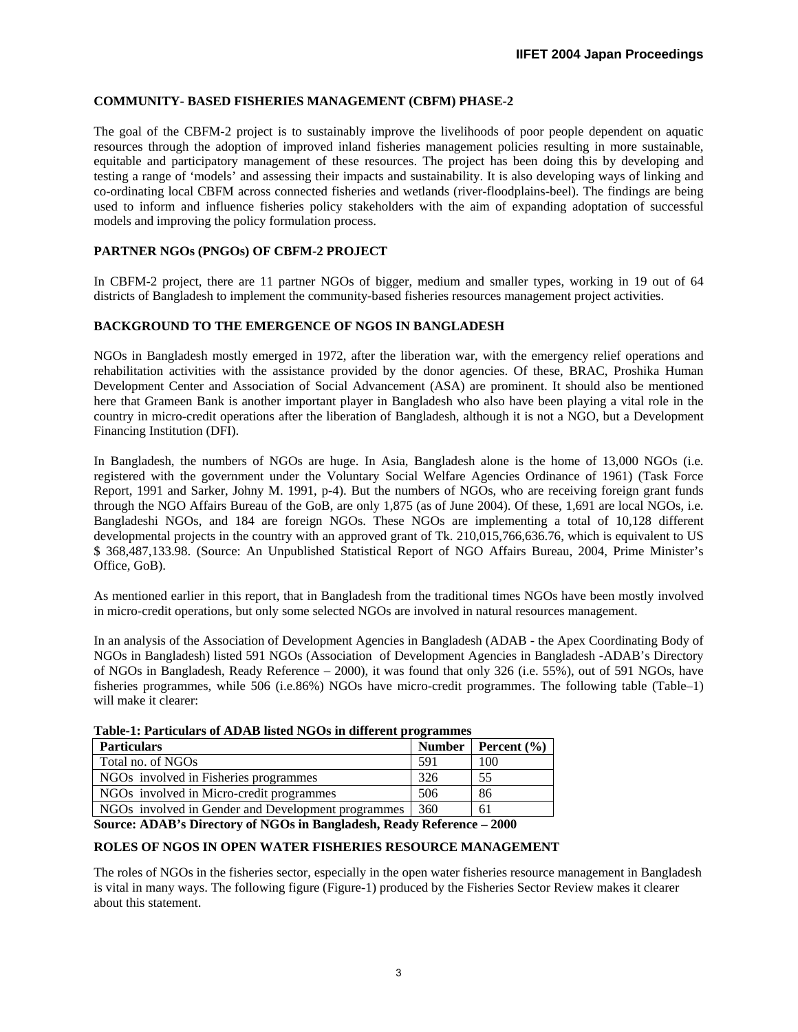## COMMUNITY- BASED FISHERIES MANAGEMENT (CBFM) PHASE-2

The goal of the CBFM-2 project is to sustainably improve the livelihoods of poor people dependent on aquatic resources through the adoption of improved inland fisheries management policies resulting in more sustainable, equitable and participatory management of these resources. The project has been doing this by developing and testing a range of 'models' and assessing their impacts and sustainability. It is also developing ways of linking and co-ordinating local CBFM across connected fisheries and wetlands (river-floodplains-beel). The findings are being used to inform and influence fisheries policy stakeholders with the aim of expanding adoptation of successful models and improving the policy formulation process.

## PARTNER NGOs (PNGOs) OF CBFM-2 PROJECT

In CBFM-2 project, there are 11 partner NGOs of bigger, medium and smaller types, working in 19 out of 64 districts of Bangladesh to implement the community-based fisheries resources management project activities.

## BACKGROUND TO THE EMERGENCE OF NGOS IN BANGLADESH

NGOs in Bangladesh mostly emerged in 1972, after the liberation war, with the emergency relief operations and rehabilitation activities with the assistance provided by the donor agencies. Of these, BRAC, Proshika Human Development Center and Association of Social Advancement (ASA) are prominent. It should also be mentioned here that Grameen Bank is another important player in Bangladesh who also have been playing a vital role in the country in micro-credit operations after the liberation of Bangladesh, although it is not a NGO, but a Development Financing Institution (DFI).

In Bangladesh, the numbers of NGOs are huge. In Asia, Bangladesh alone is the home of 13,000 NGOs (i.e. registered with the government under the Voluntary Social Welfare Agencies Ordinance of 1961) (Task Force Report, 1991 and Sarker, Johny M. 1991, p-4). But the numbers of NGOs, who are receiving foreign grant funds through the NGO Affairs Bureau of the GoB, are only 1,875 (as of June 2004). Of these, 1,691 are local NGOs, i.e. Bangladeshi NGOs, and 184 are foreign NGOs. These NGOs are implementing a total of 10,128 different developmental projects in the country with an approved grant of Tk. 210,015,766,636.76, which is equivalent to US $ 368,487,133.98. (Source: An Unpublished Statistical Report of NGO Affairs Bureau, 2004, Prime Minister's Office, GoB).

As mentioned earlier in this report, that in Bangladesh from the traditional times NGOs have been mostly involved in micro-credit operations, but only some selected NGOs are involved in natural resources management.

In an analysis of the Association of Development Agencies in Bangladesh (ADAB - the Apex Coordinating Body of NGOs in Bangladesh) listed 591 NGOs (Association of Development Agencies in Bangladesh -ADAB's Directory of NGOs in Bangladesh, Ready Reference – 2000), it was found that only 326 (i.e. 55%), out of 591 NGOs, have fisheries programmes, while 506 (i.e.86%) NGOs have micro-credit programmes. The following table (Table–1) will make it clearer:

**Table-1: Particulars of ADAB listed NGOs in different programmes**

| Particulars | Number | Percent (%) |
|---|---|---|
| Total no. of NGOs | 591 | 100 |
| NGOs involved in Fisheries programmes | 326 | 55 |
| NGOs involved in Micro-credit programmes | 506 | 86 |
| NGOs involved in Gender and Development programmes | 360 | 61 |

**Source: ADAB's Directory of NGOs in Bangladesh, Ready Reference – 2000**

## ROLES OF NGOS IN OPEN WATER FISHERIES RESOURCE MANAGEMENT

The roles of NGOs in the fisheries sector, especially in the open water fisheries resource management in Bangladesh is vital in many ways. The following figure (Figure-1) produced by the Fisheries Sector Review makes it clearer about this statement.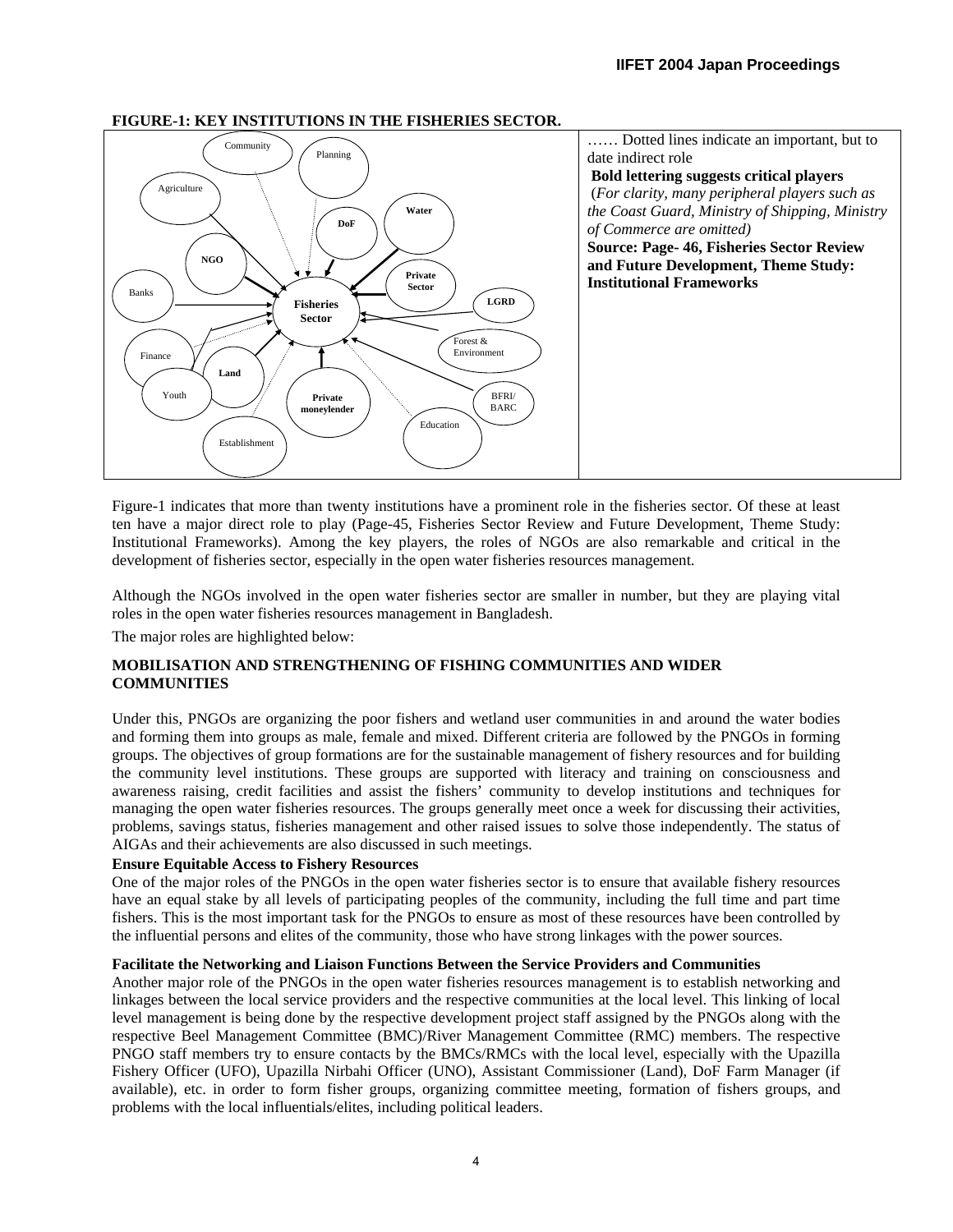**FIGURE-1: KEY INSTITUTIONS IN THE FISHERIES SECTOR.**

Community, Planning, Agriculture, Water, DoF, NGO, Private Sector, Banks, Fisheries Sector, LGRD, Forest & Environment, Finance, Land, Youth, Private moneylender, BFRI/ BARC, Education, Establishment

…… Dotted lines indicate an important, but to date indirect role

**Bold lettering suggests critical players**

(*For clarity, many peripheral players such as the Coast Guard, Ministry of Shipping, Ministry of Commerce are omitted)*

**Source: Page- 46, Fisheries Sector Review and Future Development, Theme Study: Institutional Frameworks**

Figure-1 indicates that more than twenty institutions have a prominent role in the fisheries sector. Of these at least ten have a major direct role to play (Page-45, Fisheries Sector Review and Future Development, Theme Study: Institutional Frameworks). Among the key players, the roles of NGOs are also remarkable and critical in the development of fisheries sector, especially in the open water fisheries resources management.

Although the NGOs involved in the open water fisheries sector are smaller in number, but they are playing vital roles in the open water fisheries resources management in Bangladesh.

The major roles are highlighted below:

## MOBILISATION AND STRENGTHENING OF FISHING COMMUNITIES AND WIDER COMMUNITIES

Under this, PNGOs are organizing the poor fishers and wetland user communities in and around the water bodies and forming them into groups as male, female and mixed. Different criteria are followed by the PNGOs in forming groups. The objectives of group formations are for the sustainable management of fishery resources and for building the community level institutions. These groups are supported with literacy and training on consciousness and awareness raising, credit facilities and assist the fishers' community to develop institutions and techniques for managing the open water fisheries resources. The groups generally meet once a week for discussing their activities, problems, savings status, fisheries management and other raised issues to solve those independently. The status of AIGAs and their achievements are also discussed in such meetings.

### Ensure Equitable Access to Fishery Resources

One of the major roles of the PNGOs in the open water fisheries sector is to ensure that available fishery resources have an equal stake by all levels of participating peoples of the community, including the full time and part time fishers. This is the most important task for the PNGOs to ensure as most of these resources have been controlled by the influential persons and elites of the community, those who have strong linkages with the power sources.

### Facilitate the Networking and Liaison Functions Between the Service Providers and Communities

Another major role of the PNGOs in the open water fisheries resources management is to establish networking and linkages between the local service providers and the respective communities at the local level. This linking of local level management is being done by the respective development project staff assigned by the PNGOs along with the respective Beel Management Committee (BMC)/River Management Committee (RMC) members. The respective PNGO staff members try to ensure contacts by the BMCs/RMCs with the local level, especially with the Upazilla Fishery Officer (UFO), Upazilla Nirbahi Officer (UNO), Assistant Commissioner (Land), DoF Farm Manager (if available), etc. in order to form fisher groups, organizing committee meeting, formation of fishers groups, and problems with the local influentials/elites, including political leaders.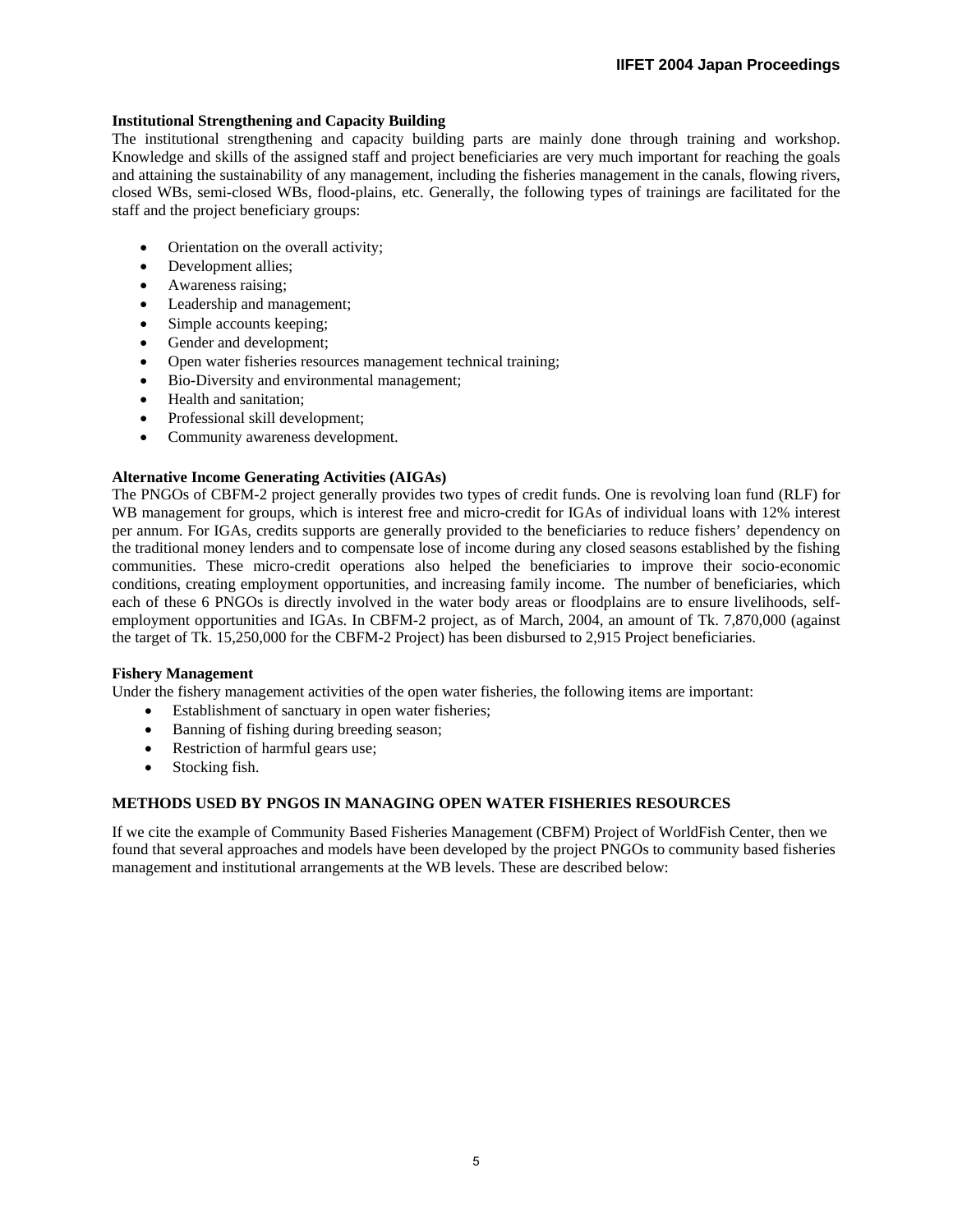**Institutional Strengthening and Capacity Building**

The institutional strengthening and capacity building parts are mainly done through training and workshop. Knowledge and skills of the assigned staff and project beneficiaries are very much important for reaching the goals and attaining the sustainability of any management, including the fisheries management in the canals, flowing rivers, closed WBs, semi-closed WBs, flood-plains, etc. Generally, the following types of trainings are facilitated for the staff and the project beneficiary groups:

- Orientation on the overall activity;
- Development allies;
- Awareness raising;
- Leadership and management;
- Simple accounts keeping;
- Gender and development;
- Open water fisheries resources management technical training;
- Bio-Diversity and environmental management;
- Health and sanitation;
- Professional skill development;
- Community awareness development.

**Alternative Income Generating Activities (AIGAs)**

The PNGOs of CBFM-2 project generally provides two types of credit funds. One is revolving loan fund (RLF) for WB management for groups, which is interest free and micro-credit for IGAs of individual loans with 12% interest per annum. For IGAs, credits supports are generally provided to the beneficiaries to reduce fishers' dependency on the traditional money lenders and to compensate lose of income during any closed seasons established by the fishing communities. These micro-credit operations also helped the beneficiaries to improve their socio-economic conditions, creating employment opportunities, and increasing family income. The number of beneficiaries, which each of these 6 PNGOs is directly involved in the water body areas or floodplains are to ensure livelihoods, self-employment opportunities and IGAs. In CBFM-2 project, as of March, 2004, an amount of Tk. 7,870,000 (against the target of Tk. 15,250,000 for the CBFM-2 Project) has been disbursed to 2,915 Project beneficiaries.

**Fishery Management**

Under the fishery management activities of the open water fisheries, the following items are important:

- Establishment of sanctuary in open water fisheries;
- Banning of fishing during breeding season;
- Restriction of harmful gears use;
- Stocking fish.

## METHODS USED BY PNGOS IN MANAGING OPEN WATER FISHERIES RESOURCES

If we cite the example of Community Based Fisheries Management (CBFM) Project of WorldFish Center, then we found that several approaches and models have been developed by the project PNGOs to community based fisheries management and institutional arrangements at the WB levels. These are described below: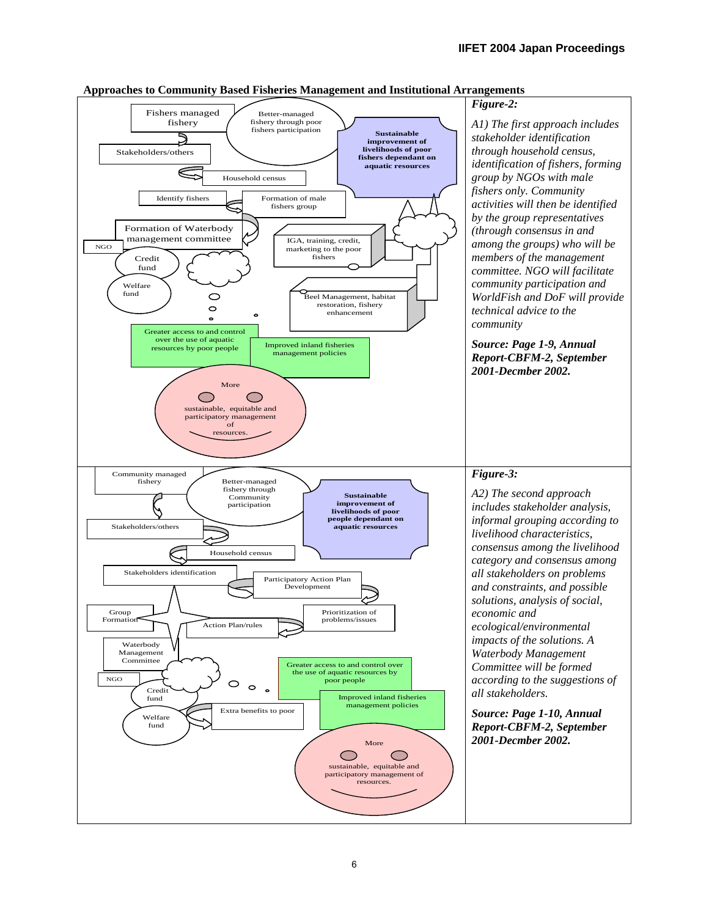**Approaches to Community Based Fisheries Management and Institutional Arrangements**

Fishers managed fishery

Better-managed fishery through poor fishers participation

Sustainable improvement of livelihoods of poor fishers dependant on aquatic resources

Stakeholders/others

Household census

Identify fishers

Formation of male fishers group

Formation of Waterbody management committee

NGO

IGA, training, credit, marketing to the poor fishers

Credit fund

Welfare fund

Beel Management, habitat restoration, fishery enhancement

Greater access to and control over the use of aquatic resources by poor people

Improved inland fisheries management policies

More sustainable, equitable and participatory management of resources.

***Figure-2:***

*A1) The first approach includes stakeholder identification through household census, identification of fishers, forming group by NGOs with male fishers only. Community activities will then be identified by the group representatives (through consensus in and among the groups) who will be members of the management committee. NGO will facilitate community participation and WorldFish and DoF will provide technical advice to the community*

***Source: Page 1-9, Annual Report-CBFM-2, September 2001-Decmber 2002.***

Community managed fishery

Better-managed fishery through Community participation

Sustainable improvement of livelihoods of poor people dependant on aquatic resources

Stakeholders/others

Household census

Stakeholders identification

Participatory Action Plan Development

Group Formation

Prioritization of problems/issues

Action Plan/rules

Waterbody Management Committee

NGO

Greater access to and control over the use of aquatic resources by poor people

Credit fund

Improved inland fisheries management policies

Welfare fund

Extra benefits to poor

More sustainable, equitable and participatory management of resources.

***Figure-3:***

*A2) The second approach includes stakeholder analysis, informal grouping according to livelihood characteristics, consensus among the livelihood category and consensus among all stakeholders on problems and constraints, and possible solutions, analysis of social, economic and ecological/environmental impacts of the solutions. A Waterbody Management Committee will be formed according to the suggestions of all stakeholders.*

***Source: Page 1-10, Annual Report-CBFM-2, September 2001-Decmber 2002.***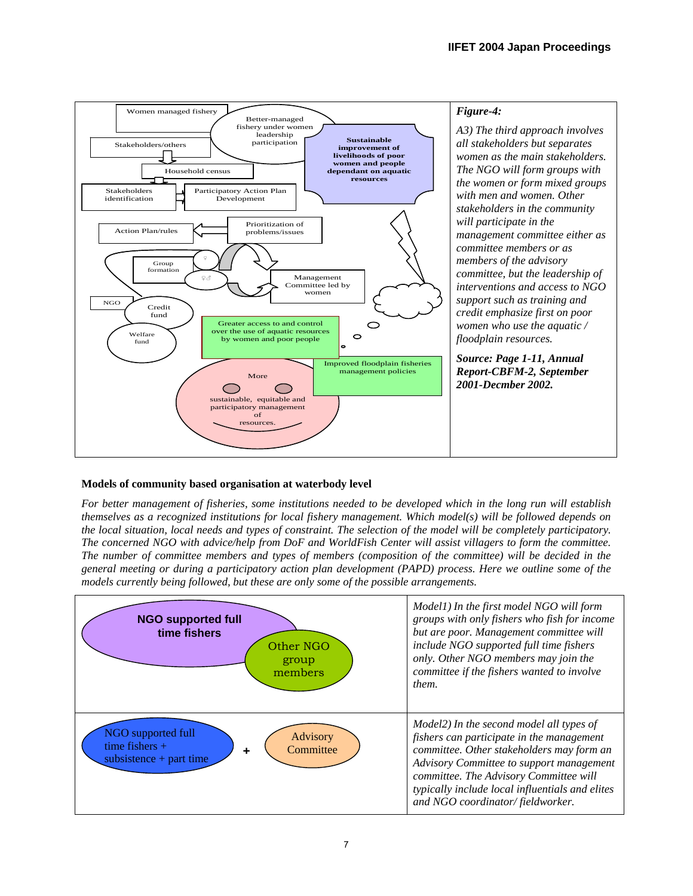| Women managed fishery<br>Better-managed fishery under women leadership participation<br>Sustainable improvement of livelihoods of poor women and people dependant on aquatic resources<br>Stakeholders/others<br>Household census<br>Stakeholders identification<br>Participatory Action Plan Development<br>Action Plan/rules<br>Prioritization of problems/issues<br>Group formation<br>Management Committee led by women<br>NGO<br>Credit fund<br>Welfare fund<br>Greater access to and control over the use of aquatic resources by women and poor people<br>Improved floodplain fisheries management policies<br>More sustainable, equitable and participatory management of resources. | ***Figure-4:***<br>*A3) The third approach involves all stakeholders but separates women as the main stakeholders. The NGO will form groups with the women or form mixed groups with men and women. Other stakeholders in the community will participate in the management committee either as committee members or as members of the advisory committee, but the leadership of interventions and access to NGO support such as training and credit emphasize first on poor women who use the aquatic / floodplain resources.*<br>***Source: Page 1-11, Annual Report-CBFM-2, September 2001-Decmber 2002.*** |
|---|---|

**Models of community based organisation at waterbody level**

*For better management of fisheries, some institutions needed to be developed which in the long run will establish themselves as a recognized institutions for local fishery management. Which model(s) will be followed depends on the local situation, local needs and types of constraint. The selection of the model will be completely participatory. The concerned NGO with advice/help from DoF and WorldFish Center will assist villagers to form the committee. The number of committee members and types of members (composition of the committee) will be decided in the general meeting or during a participatory action plan development (PAPD) process. Here we outline some of the models currently being followed, but these are only some of the possible arrangements.*

| | |
|---|---|
| **NGO supported full time fishers**<br>Other NGO group members | *Model1) In the first model NGO will form groups with only fishers who fish for income but are poor. Management committee will include NGO supported full time fishers only. Other NGO members may join the committee if the fishers wanted to involve them.* |
| NGO supported full time fishers + subsistence + part time **+** Advisory Committee | *Model2) In the second model all types of fishers can participate in the management committee. Other stakeholders may form an Advisory Committee to support management committee. The Advisory Committee will typically include local influentials and elites and NGO coordinator/ fieldworker.* |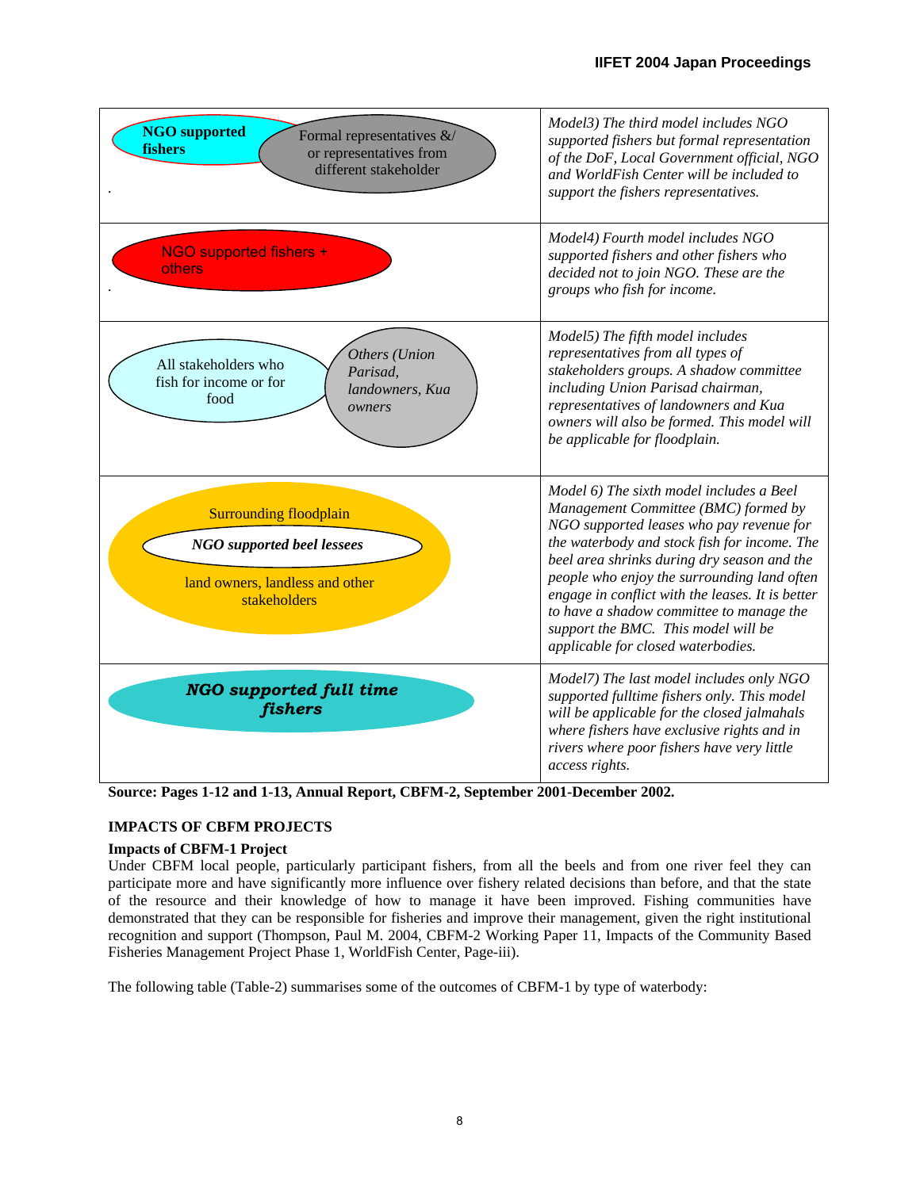| | |
|---|---|
| NGO supported fishers; Formal representatives &/ or representatives from different stakeholder | *Model3) The third model includes NGO supported fishers but formal representation of the DoF, Local Government official, NGO and WorldFish Center will be included to support the fishers representatives.* |
| NGO supported fishers + others | *Model4) Fourth model includes NGO supported fishers and other fishers who decided not to join NGO. These are the groups who fish for income.* |
| All stakeholders who fish for income or for food; *Others (Union Parisad, landowners, Kua owners* | *Model5) The fifth model includes representatives from all types of stakeholders groups. A shadow committee including Union Parisad chairman, representatives of landowners and Kua owners will also be formed. This model will be applicable for floodplain.* |
| Surrounding floodplain; ***NGO supported beel lessees***; land owners, landless and other stakeholders | *Model 6) The sixth model includes a Beel Management Committee (BMC) formed by NGO supported leases who pay revenue for the waterbody and stock fish for income. The beel area shrinks during dry season and the people who enjoy the surrounding land often engage in conflict with the leases. It is better to have a shadow committee to manage the support the BMC. This model will be applicable for closed waterbodies.* |
| ***NGO supported full time fishers*** | *Model7) The last model includes only NGO supported fulltime fishers only. This model will be applicable for the closed jalmahals where fishers have exclusive rights and in rivers where poor fishers have very little access rights.* |

**Source: Pages 1-12 and 1-13, Annual Report, CBFM-2, September 2001-December 2002.**

## IMPACTS OF CBFM PROJECTS

### Impacts of CBFM-1 Project

Under CBFM local people, particularly participant fishers, from all the beels and from one river feel they can participate more and have significantly more influence over fishery related decisions than before, and that the state of the resource and their knowledge of how to manage it have been improved. Fishing communities have demonstrated that they can be responsible for fisheries and improve their management, given the right institutional recognition and support (Thompson, Paul M. 2004, CBFM-2 Working Paper 11, Impacts of the Community Based Fisheries Management Project Phase 1, WorldFish Center, Page-iii).

The following table (Table-2) summarises some of the outcomes of CBFM-1 by type of waterbody: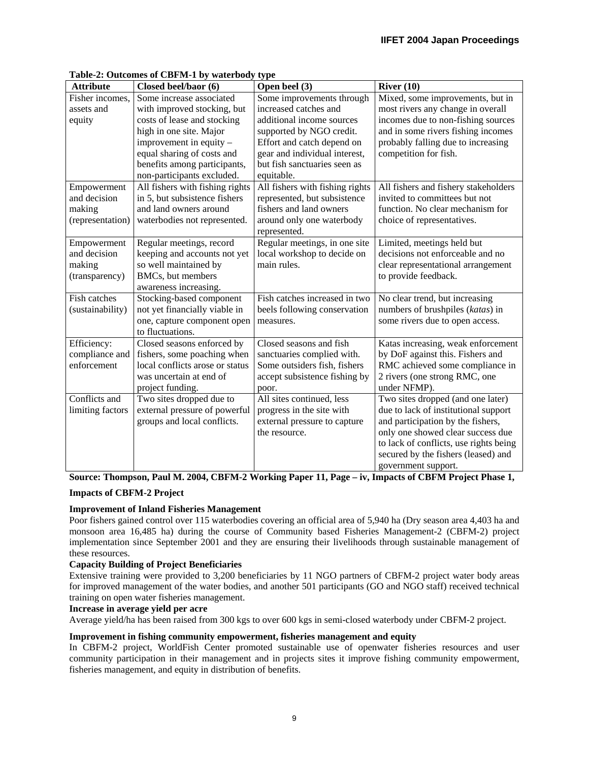**Table-2: Outcomes of CBFM-1 by waterbody type**

| Attribute | Closed beel/baor (6) | Open beel (3) | River (10) |
|---|---|---|---|
| Fisher incomes, assets and equity | Some increase associated with improved stocking, but costs of lease and stocking high in one site. Major improvement in equity – equal sharing of costs and benefits among participants, non-participants excluded. | Some improvements through increased catches and additional income sources supported by NGO credit. Effort and catch depend on gear and individual interest, but fish sanctuaries seen as equitable. | Mixed, some improvements, but in most rivers any change in overall incomes due to non-fishing sources and in some rivers fishing incomes probably falling due to increasing competition for fish. |
| Empowerment and decision making (representation) | All fishers with fishing rights in 5, but subsistence fishers and land owners around waterbodies not represented. | All fishers with fishing rights represented, but subsistence fishers and land owners around only one waterbody represented. | All fishers and fishery stakeholders invited to committees but not function. No clear mechanism for choice of representatives. |
| Empowerment and decision making (transparency) | Regular meetings, record keeping and accounts not yet so well maintained by BMCs, but members awareness increasing. | Regular meetings, in one site local workshop to decide on main rules. | Limited, meetings held but decisions not enforceable and no clear representational arrangement to provide feedback. |
| Fish catches (sustainability) | Stocking-based component not yet financially viable in one, capture component open to fluctuations. | Fish catches increased in two beels following conservation measures. | No clear trend, but increasing numbers of brushpiles (*katas*) in some rivers due to open access. |
| Efficiency: compliance and enforcement | Closed seasons enforced by fishers, some poaching when local conflicts arose or status was uncertain at end of project funding. | Closed seasons and fish sanctuaries complied with. Some outsiders fish, fishers accept subsistence fishing by poor. | Katas increasing, weak enforcement by DoF against this. Fishers and RMC achieved some compliance in 2 rivers (one strong RMC, one under NFMP). |
| Conflicts and limiting factors | Two sites dropped due to external pressure of powerful groups and local conflicts. | All sites continued, less progress in the site with external pressure to capture the resource. | Two sites dropped (and one later) due to lack of institutional support and participation by the fishers, only one showed clear success due to lack of conflicts, use rights being secured by the fishers (leased) and government support. |

**Source: Thompson, Paul M. 2004, CBFM-2 Working Paper 11, Page – iv, Impacts of CBFM Project Phase 1,**

**Impacts of CBFM-2 Project**

**Improvement of Inland Fisheries Management**

Poor fishers gained control over 115 waterbodies covering an official area of 5,940 ha (Dry season area 4,403 ha and monsoon area 16,485 ha) during the course of Community based Fisheries Management-2 (CBFM-2) project implementation since September 2001 and they are ensuring their livelihoods through sustainable management of these resources.

**Capacity Building of Project Beneficiaries**

Extensive training were provided to 3,200 beneficiaries by 11 NGO partners of CBFM-2 project water body areas for improved management of the water bodies, and another 501 participants (GO and NGO staff) received technical training on open water fisheries management.

**Increase in average yield per acre**

Average yield/ha has been raised from 300 kgs to over 600 kgs in semi-closed waterbody under CBFM-2 project.

**Improvement in fishing community empowerment, fisheries management and equity**

In CBFM-2 project, WorldFish Center promoted sustainable use of openwater fisheries resources and user community participation in their management and in projects sites it improve fishing community empowerment, fisheries management, and equity in distribution of benefits.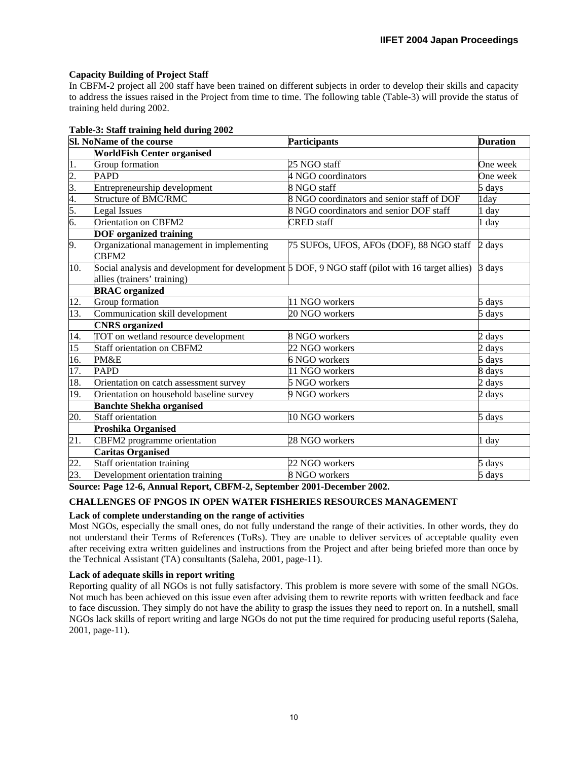**Capacity Building of Project Staff**

In CBFM-2 project all 200 staff have been trained on different subjects in order to develop their skills and capacity to address the issues raised in the Project from time to time. The following table (Table-3) will provide the status of training held during 2002.

**Table-3: Staff training held during 2002**

| Sl. No | Name of the course | Participants | Duration |
|---|---|---|---|
| | **WorldFish Center organised** | | |
| 1. | Group formation | 25 NGO staff | One week |
| 2. | PAPD | 4 NGO coordinators | One week |
| 3. | Entrepreneurship development | 8 NGO staff | 5 days |
| 4. | Structure of BMC/RMC | 8 NGO coordinators and senior staff of DOF | 1day |
| 5. | Legal Issues | 8 NGO coordinators and senior DOF staff | 1 day |
| 6. | Orientation on CBFM2 | CRED staff | 1 day |
| | **DOF organized training** | | |
| 9. | Organizational management in implementing CBFM2 | 75 SUFOs, UFOS, AFOs (DOF), 88 NGO staff | 2 days |
| 10. | Social analysis and development for development allies (trainers' training) | 5 DOF, 9 NGO staff (pilot with 16 target allies) | 3 days |
| | **BRAC organized** | | |
| 12. | Group formation | 11 NGO workers | 5 days |
| 13. | Communication skill development | 20 NGO workers | 5 days |
| | **CNRS organized** | | |
| 14. | TOT on wetland resource development | 8 NGO workers | 2 days |
| 15 | Staff orientation on CBFM2 | 22 NGO workers | 2 days |
| 16. | PM&E | 6 NGO workers | 5 days |
| 17. | PAPD | 11 NGO workers | 8 days |
| 18. | Orientation on catch assessment survey | 5 NGO workers | 2 days |
| 19. | Orientation on household baseline survey | 9 NGO workers | 2 days |
| | **Banchte Shekha organised** | | |
| 20. | Staff orientation | 10 NGO workers | 5 days |
| | **Proshika Organised** | | |
| 21. | CBFM2 programme orientation | 28 NGO workers | 1 day |
| | **Caritas Organised** | | |
| 22. | Staff orientation training | 22 NGO workers | 5 days |
| 23. | Development orientation training | 8 NGO workers | 5 days |

**Source: Page 12-6, Annual Report, CBFM-2, September 2001-December 2002.**

## CHALLENGES OF PNGOS IN OPEN WATER FISHERIES RESOURCES MANAGEMENT

**Lack of complete understanding on the range of activities**

Most NGOs, especially the small ones, do not fully understand the range of their activities. In other words, they do not understand their Terms of References (ToRs). They are unable to deliver services of acceptable quality even after receiving extra written guidelines and instructions from the Project and after being briefed more than once by the Technical Assistant (TA) consultants (Saleha, 2001, page-11).

**Lack of adequate skills in report writing**

Reporting quality of all NGOs is not fully satisfactory. This problem is more severe with some of the small NGOs. Not much has been achieved on this issue even after advising them to rewrite reports with written feedback and face to face discussion. They simply do not have the ability to grasp the issues they need to report on. In a nutshell, small NGOs lack skills of report writing and large NGOs do not put the time required for producing useful reports (Saleha, 2001, page-11).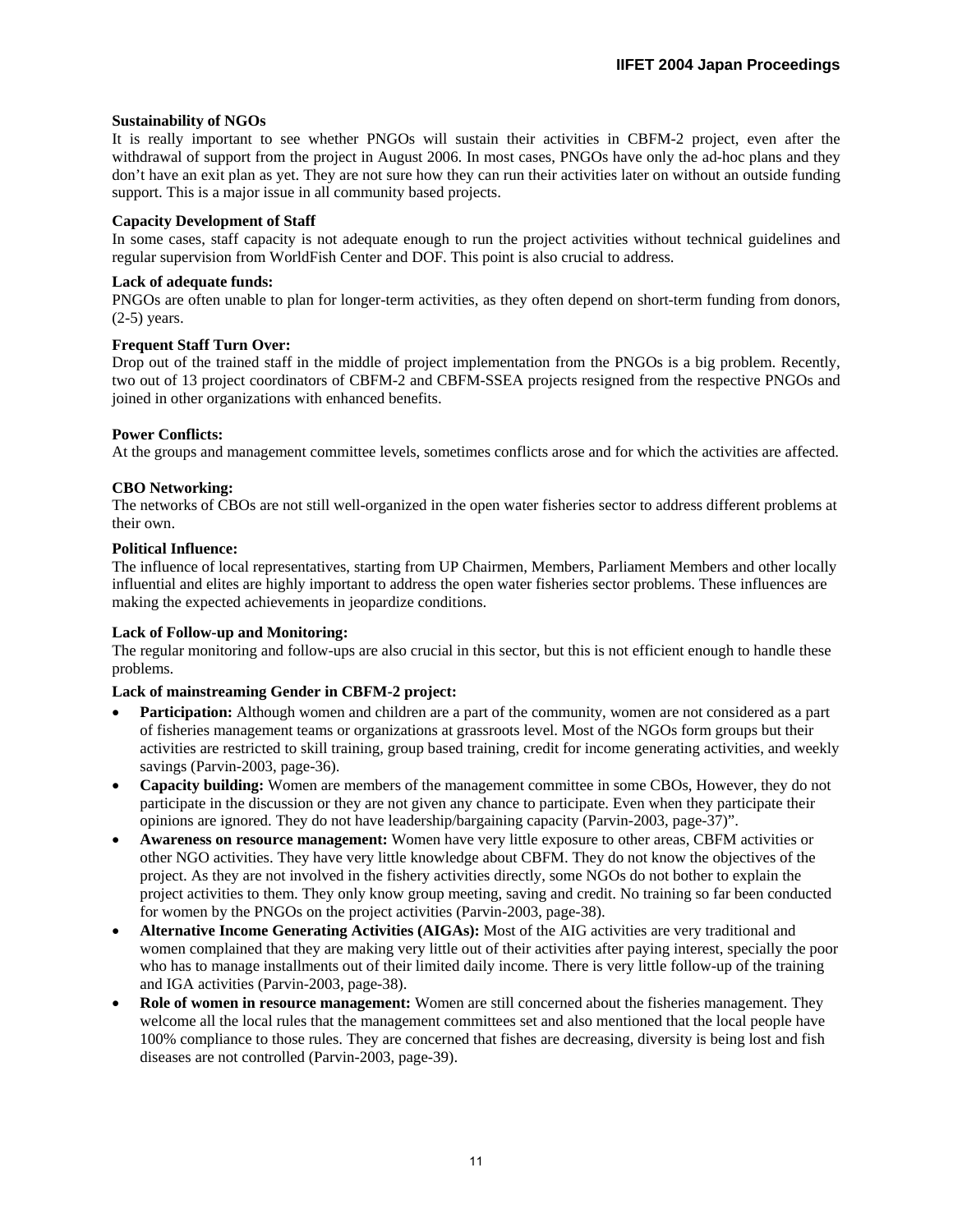**Sustainability of NGOs**

It is really important to see whether PNGOs will sustain their activities in CBFM-2 project, even after the withdrawal of support from the project in August 2006. In most cases, PNGOs have only the ad-hoc plans and they don't have an exit plan as yet. They are not sure how they can run their activities later on without an outside funding support. This is a major issue in all community based projects.

**Capacity Development of Staff**

In some cases, staff capacity is not adequate enough to run the project activities without technical guidelines and regular supervision from WorldFish Center and DOF. This point is also crucial to address.

**Lack of adequate funds:**

PNGOs are often unable to plan for longer-term activities, as they often depend on short-term funding from donors, (2-5) years.

**Frequent Staff Turn Over:**

Drop out of the trained staff in the middle of project implementation from the PNGOs is a big problem. Recently, two out of 13 project coordinators of CBFM-2 and CBFM-SSEA projects resigned from the respective PNGOs and joined in other organizations with enhanced benefits.

**Power Conflicts:**

At the groups and management committee levels, sometimes conflicts arose and for which the activities are affected.

**CBO Networking:**

The networks of CBOs are not still well-organized in the open water fisheries sector to address different problems at their own.

**Political Influence:**

The influence of local representatives, starting from UP Chairmen, Members, Parliament Members and other locally influential and elites are highly important to address the open water fisheries sector problems. These influences are making the expected achievements in jeopardize conditions.

**Lack of Follow-up and Monitoring:**

The regular monitoring and follow-ups are also crucial in this sector, but this is not efficient enough to handle these problems.

**Lack of mainstreaming Gender in CBFM-2 project:**

- **Participation:** Although women and children are a part of the community, women are not considered as a part of fisheries management teams or organizations at grassroots level. Most of the NGOs form groups but their activities are restricted to skill training, group based training, credit for income generating activities, and weekly savings (Parvin-2003, page-36).
- **Capacity building:** Women are members of the management committee in some CBOs, However, they do not participate in the discussion or they are not given any chance to participate. Even when they participate their opinions are ignored. They do not have leadership/bargaining capacity (Parvin-2003, page-37)".
- **Awareness on resource management:** Women have very little exposure to other areas, CBFM activities or other NGO activities. They have very little knowledge about CBFM. They do not know the objectives of the project. As they are not involved in the fishery activities directly, some NGOs do not bother to explain the project activities to them. They only know group meeting, saving and credit. No training so far been conducted for women by the PNGOs on the project activities (Parvin-2003, page-38).
- **Alternative Income Generating Activities (AIGAs):** Most of the AIG activities are very traditional and women complained that they are making very little out of their activities after paying interest, specially the poor who has to manage installments out of their limited daily income. There is very little follow-up of the training and IGA activities (Parvin-2003, page-38).
- **Role of women in resource management:** Women are still concerned about the fisheries management. They welcome all the local rules that the management committees set and also mentioned that the local people have 100% compliance to those rules. They are concerned that fishes are decreasing, diversity is being lost and fish diseases are not controlled (Parvin-2003, page-39).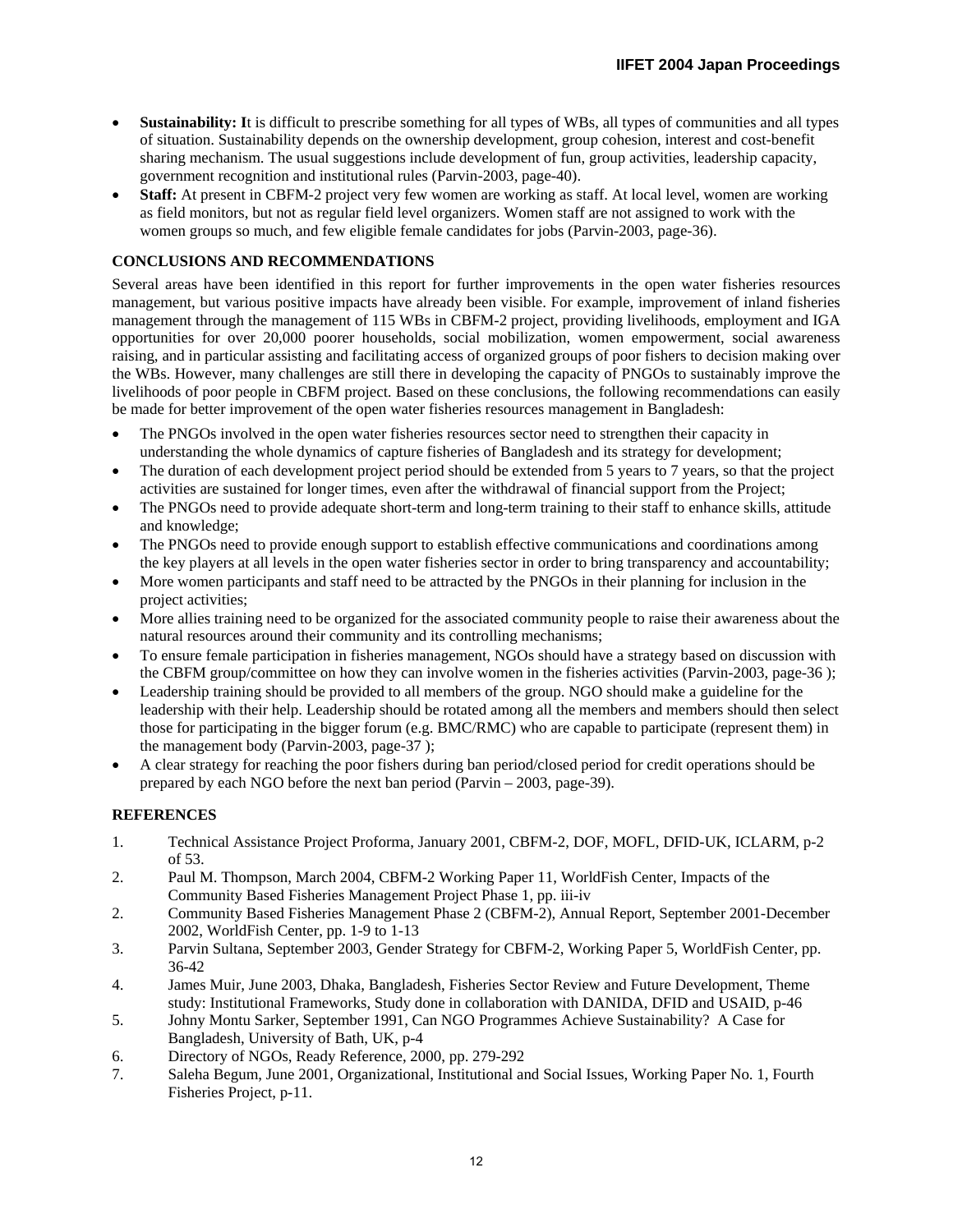- **Sustainability: I**t is difficult to prescribe something for all types of WBs, all types of communities and all types of situation. Sustainability depends on the ownership development, group cohesion, interest and cost-benefit sharing mechanism. The usual suggestions include development of fun, group activities, leadership capacity, government recognition and institutional rules (Parvin-2003, page-40).
- **Staff:** At present in CBFM-2 project very few women are working as staff. At local level, women are working as field monitors, but not as regular field level organizers. Women staff are not assigned to work with the women groups so much, and few eligible female candidates for jobs (Parvin-2003, page-36).

**CONCLUSIONS AND RECOMMENDATIONS**

Several areas have been identified in this report for further improvements in the open water fisheries resources management, but various positive impacts have already been visible. For example, improvement of inland fisheries management through the management of 115 WBs in CBFM-2 project, providing livelihoods, employment and IGA opportunities for over 20,000 poorer households, social mobilization, women empowerment, social awareness raising, and in particular assisting and facilitating access of organized groups of poor fishers to decision making over the WBs. However, many challenges are still there in developing the capacity of PNGOs to sustainably improve the livelihoods of poor people in CBFM project. Based on these conclusions, the following recommendations can easily be made for better improvement of the open water fisheries resources management in Bangladesh:

- The PNGOs involved in the open water fisheries resources sector need to strengthen their capacity in understanding the whole dynamics of capture fisheries of Bangladesh and its strategy for development;
- The duration of each development project period should be extended from 5 years to 7 years, so that the project activities are sustained for longer times, even after the withdrawal of financial support from the Project;
- The PNGOs need to provide adequate short-term and long-term training to their staff to enhance skills, attitude and knowledge;
- The PNGOs need to provide enough support to establish effective communications and coordinations among the key players at all levels in the open water fisheries sector in order to bring transparency and accountability;
- More women participants and staff need to be attracted by the PNGOs in their planning for inclusion in the project activities;
- More allies training need to be organized for the associated community people to raise their awareness about the natural resources around their community and its controlling mechanisms;
- To ensure female participation in fisheries management, NGOs should have a strategy based on discussion with the CBFM group/committee on how they can involve women in the fisheries activities (Parvin-2003, page-36 );
- Leadership training should be provided to all members of the group. NGO should make a guideline for the leadership with their help. Leadership should be rotated among all the members and members should then select those for participating in the bigger forum (e.g. BMC/RMC) who are capable to participate (represent them) in the management body (Parvin-2003, page-37 );
- A clear strategy for reaching the poor fishers during ban period/closed period for credit operations should be prepared by each NGO before the next ban period (Parvin – 2003, page-39).

**REFERENCES**

1. Technical Assistance Project Proforma, January 2001, CBFM-2, DOF, MOFL, DFID-UK, ICLARM, p-2 of 53.
2. Paul M. Thompson, March 2004, CBFM-2 Working Paper 11, WorldFish Center, Impacts of the Community Based Fisheries Management Project Phase 1, pp. iii-iv
2. Community Based Fisheries Management Phase 2 (CBFM-2), Annual Report, September 2001-December 2002, WorldFish Center, pp. 1-9 to 1-13
3. Parvin Sultana, September 2003, Gender Strategy for CBFM-2, Working Paper 5, WorldFish Center, pp. 36-42
4. James Muir, June 2003, Dhaka, Bangladesh, Fisheries Sector Review and Future Development, Theme study: Institutional Frameworks, Study done in collaboration with DANIDA, DFID and USAID, p-46
5. Johny Montu Sarker, September 1991, Can NGO Programmes Achieve Sustainability? A Case for Bangladesh, University of Bath, UK, p-4
6. Directory of NGOs, Ready Reference, 2000, pp. 279-292
7. Saleha Begum, June 2001, Organizational, Institutional and Social Issues, Working Paper No. 1, Fourth Fisheries Project, p-11.